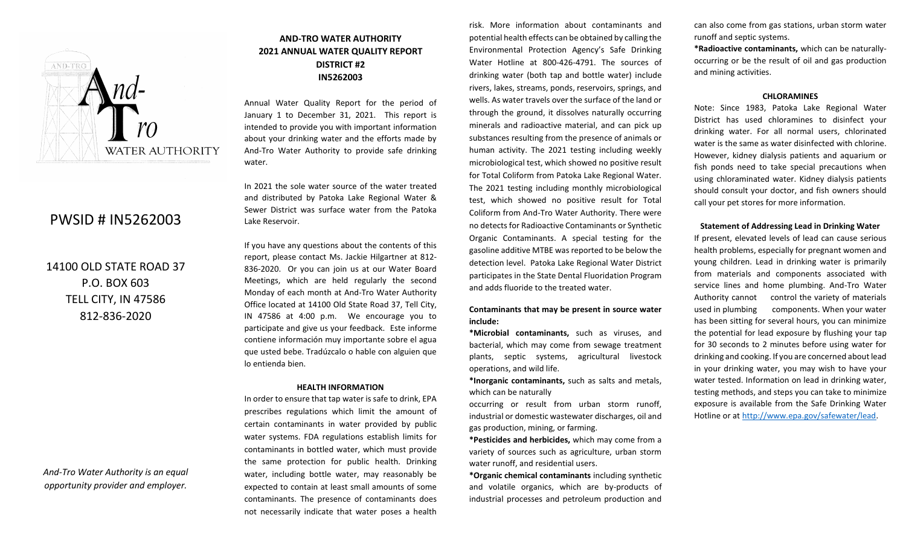PWSID # IN5262003

14100 OLD STATE ROAD 37
P.O. BOX 603
TELL CITY, IN 47586
812-836-2020

*And-Tro Water Authority is an equal opportunity provider and employer.*

## AND-TRO WATER AUTHORITY
## 2021 ANNUAL WATER QUALITY REPORT
## DISTRICT #2
## IN5262003

Annual Water Quality Report for the period of January 1 to December 31, 2021. This report is intended to provide you with important information about your drinking water and the efforts made by And-Tro Water Authority to provide safe drinking water.

In 2021 the sole water source of the water treated and distributed by Patoka Lake Regional Water & Sewer District was surface water from the Patoka Lake Reservoir.

If you have any questions about the contents of this report, please contact Ms. Jackie Hilgartner at 812-836-2020. Or you can join us at our Water Board Meetings, which are held regularly the second Monday of each month at And-Tro Water Authority Office located at 14100 Old State Road 37, Tell City, IN 47586 at 4:00 p.m. We encourage you to participate and give us your feedback. Este informe contiene información muy importante sobre el agua que usted bebe. Tradúzcalo o hable con alguien que lo entienda bien.

### HEALTH INFORMATION

In order to ensure that tap water is safe to drink, EPA prescribes regulations which limit the amount of certain contaminants in water provided by public water systems. FDA regulations establish limits for contaminants in bottled water, which must provide the same protection for public health. Drinking water, including bottle water, may reasonably be expected to contain at least small amounts of some contaminants. The presence of contaminants does not necessarily indicate that water poses a health risk. More information about contaminants and potential health effects can be obtained by calling the Environmental Protection Agency's Safe Drinking Water Hotline at 800-426-4791. The sources of drinking water (both tap and bottle water) include rivers, lakes, streams, ponds, reservoirs, springs, and wells. As water travels over the surface of the land or through the ground, it dissolves naturally occurring minerals and radioactive material, and can pick up substances resulting from the presence of animals or human activity. The 2021 testing including weekly microbiological test, which showed no positive result for Total Coliform from Patoka Lake Regional Water. The 2021 testing including monthly microbiological test, which showed no positive result for Total Coliform from And-Tro Water Authority. There were no detects for Radioactive Contaminants or Synthetic Organic Contaminants. A special testing for the gasoline additive MTBE was reported to be below the detection level. Patoka Lake Regional Water District participates in the State Dental Fluoridation Program and adds fluoride to the treated water.

**Contaminants that may be present in source water include:**

***Microbial contaminants,** such as viruses, and bacterial, which may come from sewage treatment plants, septic systems, agricultural livestock operations, and wild life.

***Inorganic contaminants,** such as salts and metals, which can be naturally occurring or result from urban storm runoff, industrial or domestic wastewater discharges, oil and gas production, mining, or farming.

***Pesticides and herbicides,** which may come from a variety of sources such as agriculture, urban storm water runoff, and residential users.

***Organic chemical contaminants** including synthetic and volatile organics, which are by-products of industrial processes and petroleum production and can also come from gas stations, urban storm water runoff and septic systems.

***Radioactive contaminants,** which can be naturally-occurring or be the result of oil and gas production and mining activities.

### CHLORAMINES

Note: Since 1983, Patoka Lake Regional Water District has used chloramines to disinfect your drinking water. For all normal users, chlorinated water is the same as water disinfected with chlorine. However, kidney dialysis patients and aquarium or fish ponds need to take special precautions when using chloraminated water. Kidney dialysis patients should consult your doctor, and fish owners should call your pet stores for more information.

### Statement of Addressing Lead in Drinking Water

If present, elevated levels of lead can cause serious health problems, especially for pregnant women and young children. Lead in drinking water is primarily from materials and components associated with service lines and home plumbing. And-Tro Water Authority cannot control the variety of materials used in plumbing components. When your water has been sitting for several hours, you can minimize the potential for lead exposure by flushing your tap for 30 seconds to 2 minutes before using water for drinking and cooking. If you are concerned about lead in your drinking water, you may wish to have your water tested. Information on lead in drinking water, testing methods, and steps you can take to minimize exposure is available from the Safe Drinking Water Hotline or at http://www.epa.gov/safewater/lead.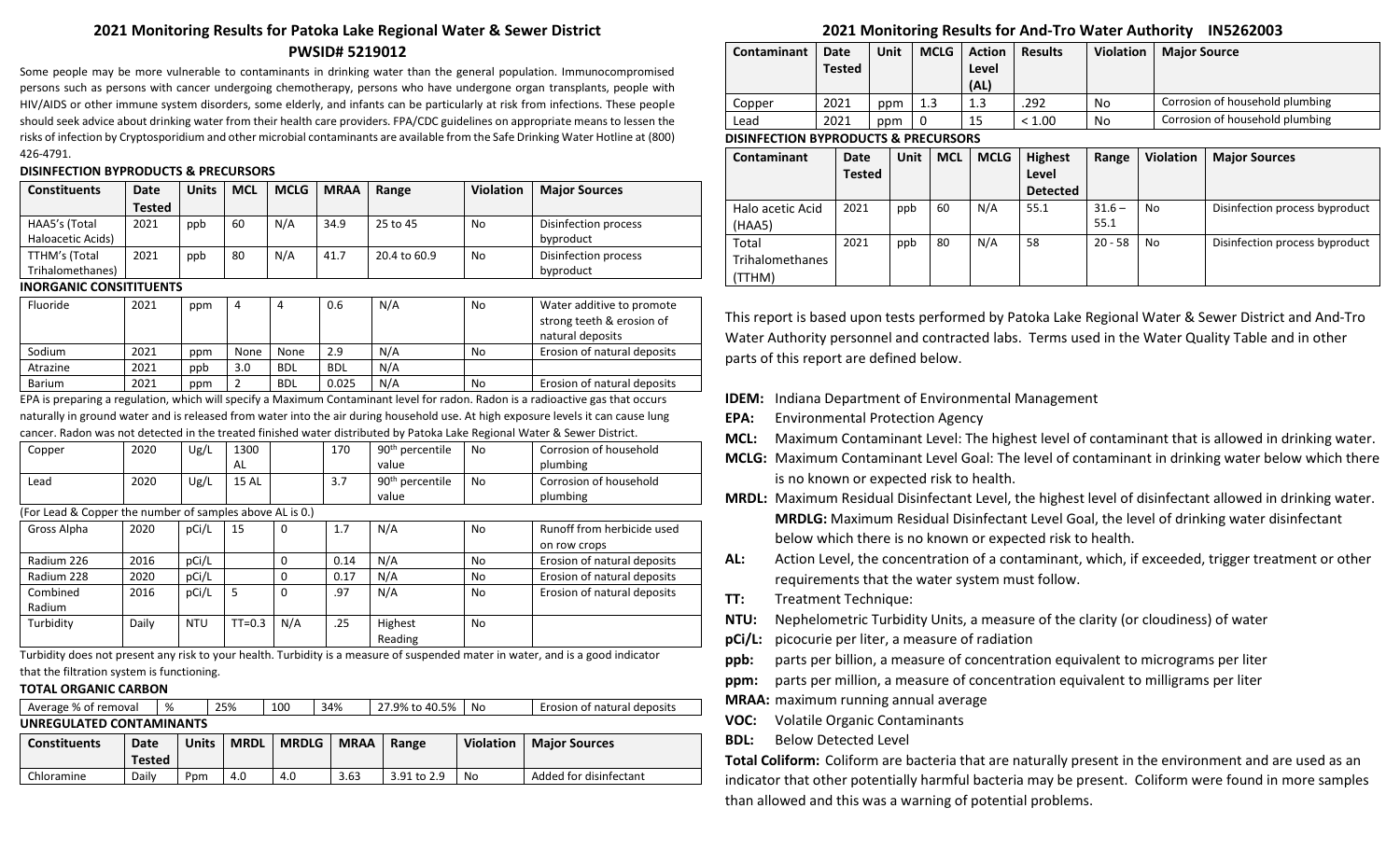## 2021 Monitoring Results for Patoka Lake Regional Water & Sewer District

### PWSID# 5219012

Some people may be more vulnerable to contaminants in drinking water than the general population. Immunocompromised persons such as persons with cancer undergoing chemotherapy, persons who have undergone organ transplants, people with HIV/AIDS or other immune system disorders, some elderly, and infants can be particularly at risk from infections. These people should seek advice about drinking water from their health care providers. FPA/CDC guidelines on appropriate means to lessen the risks of infection by Cryptosporidium and other microbial contaminants are available from the Safe Drinking Water Hotline at (800) 426-4791.

**DISINFECTION BYPRODUCTS & PRECURSORS**

| Constituents | Date Tested | Units | MCL | MCLG | MRAA | Range | Violation | Major Sources |
|---|---|---|---|---|---|---|---|---|
| HAA5's (Total Haloacetic Acids) | 2021 | ppb | 60 | N/A | 34.9 | 25 to 45 | No | Disinfection process byproduct |
| TTHM's (Total Trihalomethanes) | 2021 | ppb | 80 | N/A | 41.7 | 20.4 to 60.9 | No | Disinfection process byproduct |
| **INORGANIC CONSITITUENTS** | | | | | | | | |
| Fluoride | 2021 | ppm | 4 | 4 | 0.6 | N/A | No | Water additive to promote strong teeth & erosion of natural deposits |
| Sodium | 2021 | ppm | None | None | 2.9 | N/A | No | Erosion of natural deposits |
| Atrazine | 2021 | ppb | 3.0 | BDL | BDL | N/A | | |
| Barium | 2021 | ppm | 2 | BDL | 0.025 | N/A | No | Erosion of natural deposits |

EPA is preparing a regulation, which will specify a Maximum Contaminant level for radon. Radon is a radioactive gas that occurs naturally in ground water and is released from water into the air during household use. At high exposure levels it can cause lung cancer. Radon was not detected in the treated finished water distributed by Patoka Lake Regional Water & Sewer District.

| | | | | | | | | |
|---|---|---|---|---|---|---|---|---|
| Copper | 2020 | Ug/L | 1300 AL | | 170 | 90th percentile value | No | Corrosion of household plumbing |
| Lead | 2020 | Ug/L | 15 AL | | 3.7 | 90th percentile value | No | Corrosion of household plumbing |

(For Lead & Copper the number of samples above AL is 0.)

| | | | | | | | | |
|---|---|---|---|---|---|---|---|---|
| Gross Alpha | 2020 | pCi/L | 15 | 0 | 1.7 | N/A | No | Runoff from herbicide used on row crops |
| Radium 226 | 2016 | pCi/L | | 0 | 0.14 | N/A | No | Erosion of natural deposits |
| Radium 228 | 2020 | pCi/L | | 0 | 0.17 | N/A | No | Erosion of natural deposits |
| Combined Radium | 2016 | pCi/L | 5 | 0 | .97 | N/A | No | Erosion of natural deposits |
| Turbidity | Daily | NTU | TT=0.3 | N/A | .25 | Highest Reading | No | |

Turbidity does not present any risk to your health. Turbidity is a measure of suspended mater in water, and is a good indicator that the filtration system is functioning.

**TOTAL ORGANIC CARBON**

| | | | | | | | |
|---|---|---|---|---|---|---|---|
| Average % of removal | % | 25% | 100 | 34% | 27.9% to 40.5% | No | Erosion of natural deposits |

**UNREGULATED CONTAMINANTS**

| Constituents | Date Tested | Units | MRDL | MRDLG | MRAA | Range | Violation | Major Sources |
|---|---|---|---|---|---|---|---|---|
| Chloramine | Daily | Ppm | 4.0 | 4.0 | 3.63 | 3.91 to 2.9 | No | Added for disinfectant |

## 2021 Monitoring Results for And-Tro Water Authority IN5262003

| Contaminant | Date Tested | Unit | MCLG | Action Level (AL) | Results | Violation | Major Source |
|---|---|---|---|---|---|---|---|
| Copper | 2021 | ppm | 1.3 | 1.3 | .292 | No | Corrosion of household plumbing |
| Lead | 2021 | ppm | 0 | 15 | < 1.00 | No | Corrosion of household plumbing |

**DISINFECTION BYPRODUCTS & PRECURSORS**

| Contaminant | Date Tested | Unit | MCL | MCLG | Highest Level Detected | Range | Violation | Major Sources |
|---|---|---|---|---|---|---|---|---|
| Halo acetic Acid (HAA5) | 2021 | ppb | 60 | N/A | 55.1 | 31.6 – 55.1 | No | Disinfection process byproduct |
| Total Trihalomethanes (TTHM) | 2021 | ppb | 80 | N/A | 58 | 20 - 58 | No | Disinfection process byproduct |

This report is based upon tests performed by Patoka Lake Regional Water & Sewer District and And-Tro Water Authority personnel and contracted labs. Terms used in the Water Quality Table and in other parts of this report are defined below.

**IDEM:** Indiana Department of Environmental Management

**EPA:** Environmental Protection Agency

**MCL:** Maximum Contaminant Level: The highest level of contaminant that is allowed in drinking water.

**MCLG:** Maximum Contaminant Level Goal: The level of contaminant in drinking water below which there is no known or expected risk to health.

**MRDL:** Maximum Residual Disinfectant Level, the highest level of disinfectant allowed in drinking water. **MRDLG:** Maximum Residual Disinfectant Level Goal, the level of drinking water disinfectant below which there is no known or expected risk to health.

**AL:** Action Level, the concentration of a contaminant, which, if exceeded, trigger treatment or other requirements that the water system must follow.

**TT:** Treatment Technique:

**NTU:** Nephelometric Turbidity Units, a measure of the clarity (or cloudiness) of water

**pCi/L:** picocurie per liter, a measure of radiation

**ppb:** parts per billion, a measure of concentration equivalent to micrograms per liter

**ppm:** parts per million, a measure of concentration equivalent to milligrams per liter

**MRAA:** maximum running annual average

**VOC:** Volatile Organic Contaminants

**BDL:** Below Detected Level

**Total Coliform:** Coliform are bacteria that are naturally present in the environment and are used as an indicator that other potentially harmful bacteria may be present. Coliform were found in more samples than allowed and this was a warning of potential problems.